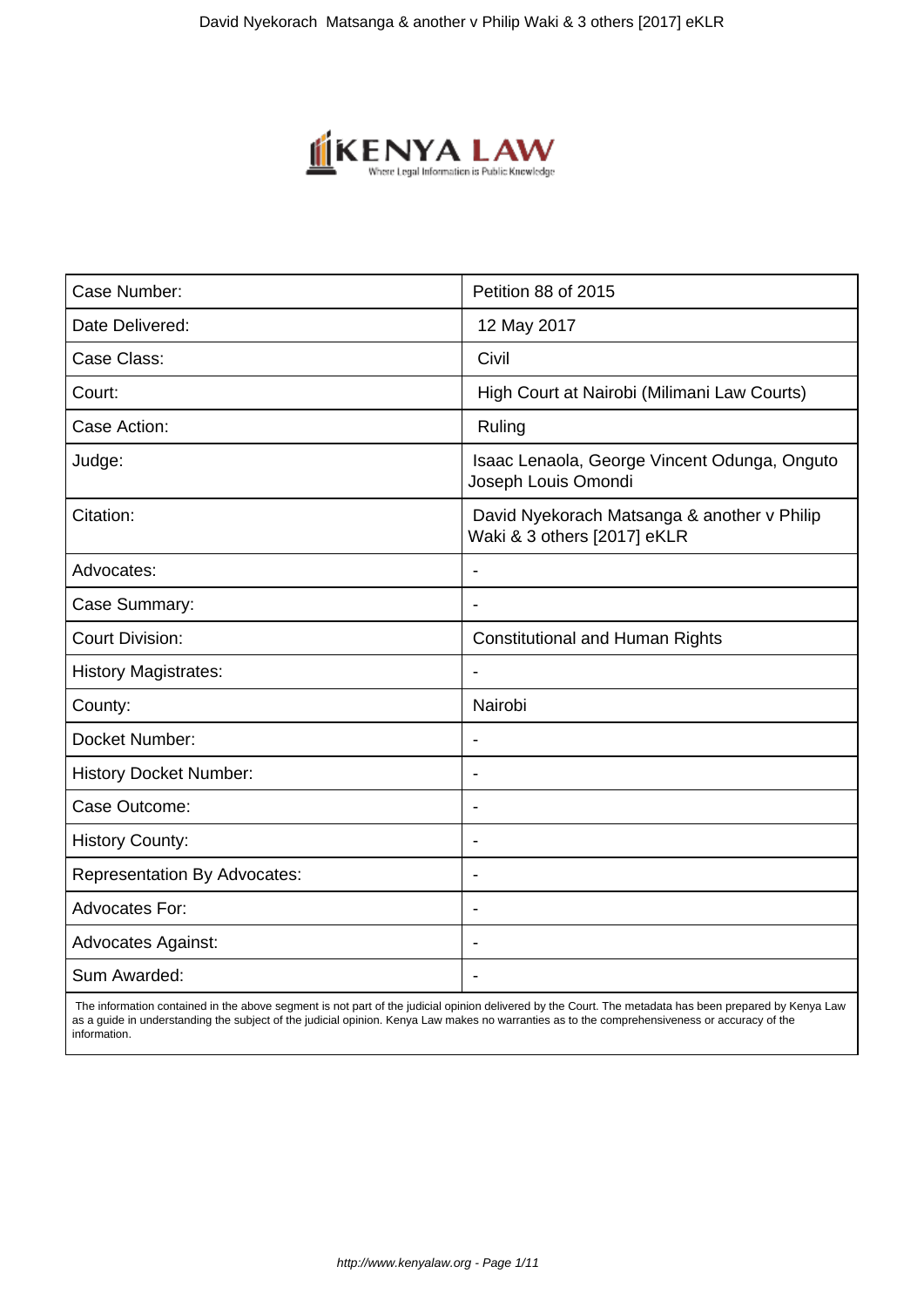| Case Number: | Petition 88 of 2015 |
| --- | --- |
| Date Delivered: | 12 May 2017 |
| Case Class: | Civil |
| Court: | High Court at Nairobi (Milimani Law Courts) |
| Case Action: | Ruling |
| Judge: | Isaac Lenaola, George Vincent Odunga, Onguto Joseph Louis Omondi |
| Citation: | David Nyekorach Matsanga & another v Philip Waki & 3 others [2017] eKLR |
| Advocates: | - |
| Case Summary: | - |
| Court Division: | Constitutional and Human Rights |
| History Magistrates: | - |
| County: | Nairobi |
| Docket Number: | - |
| History Docket Number: | - |
| Case Outcome: | - |
| History County: | - |
| Representation By Advocates: | - |
| Advocates For: | - |
| Advocates Against: | - |
| Sum Awarded: | - |

The information contained in the above segment is not part of the judicial opinion delivered by the Court. The metadata has been prepared by Kenya Law as a guide in understanding the subject of the judicial opinion. Kenya Law makes no warranties as to the comprehensiveness or accuracy of the information.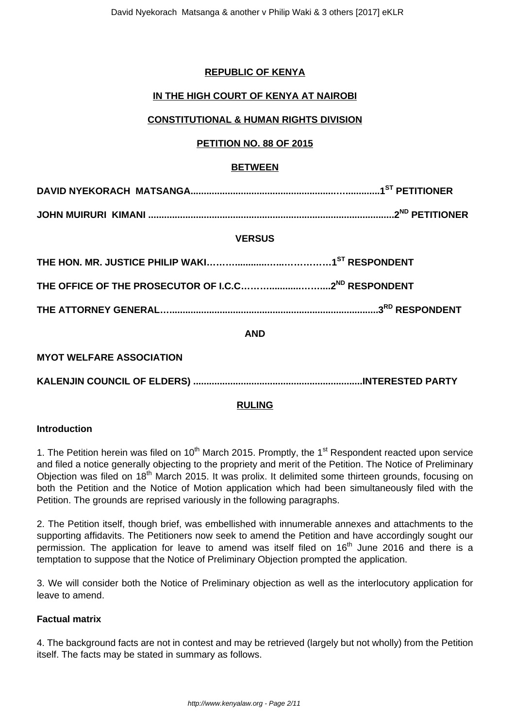**REPUBLIC OF KENYA**

**IN THE HIGH COURT OF KENYA AT NAIROBI**

**CONSTITUTIONAL & HUMAN RIGHTS DIVISION**

**PETITION NO. 88 OF 2015**

**BETWEEN**

**DAVID NYEKORACH MATSANGA..........................................................…............1[ST] PETITIONER**

**JOHN MUIRURI KIMANI ...........................................................................................2[ND] PETITIONER**

**VERSUS**

**THE HON. MR. JUSTICE PHILIP WAKI……….........….…….…………1[ST] RESPONDENT**

**THE OFFICE OF THE PROSECUTOR OF I.C.C………..........……....2[ND] RESPONDENT**

**THE ATTORNEY GENERAL…..............................................................................3[RD] RESPONDENT**

**AND**

**MYOT WELFARE ASSOCIATION**

**KALENJIN COUNCIL OF ELDERS) ...............................................................INTERESTED PARTY**

**RULING**

**Introduction**

1. The Petition herein was filed on 10th March 2015. Promptly, the 1st Respondent reacted upon service and filed a notice generally objecting to the propriety and merit of the Petition. The Notice of Preliminary Objection was filed on 18th March 2015. It was prolix. It delimited some thirteen grounds, focusing on both the Petition and the Notice of Motion application which had been simultaneously filed with the Petition. The grounds are reprised variously in the following paragraphs.

2. The Petition itself, though brief, was embellished with innumerable annexes and attachments to the supporting affidavits. The Petitioners now seek to amend the Petition and have accordingly sought our permission. The application for leave to amend was itself filed on 16th June 2016 and there is a temptation to suppose that the Notice of Preliminary Objection prompted the application.

3. We will consider both the Notice of Preliminary objection as well as the interlocutory application for leave to amend.

**Factual matrix**

4. The background facts are not in contest and may be retrieved (largely but not wholly) from the Petition itself. The facts may be stated in summary as follows.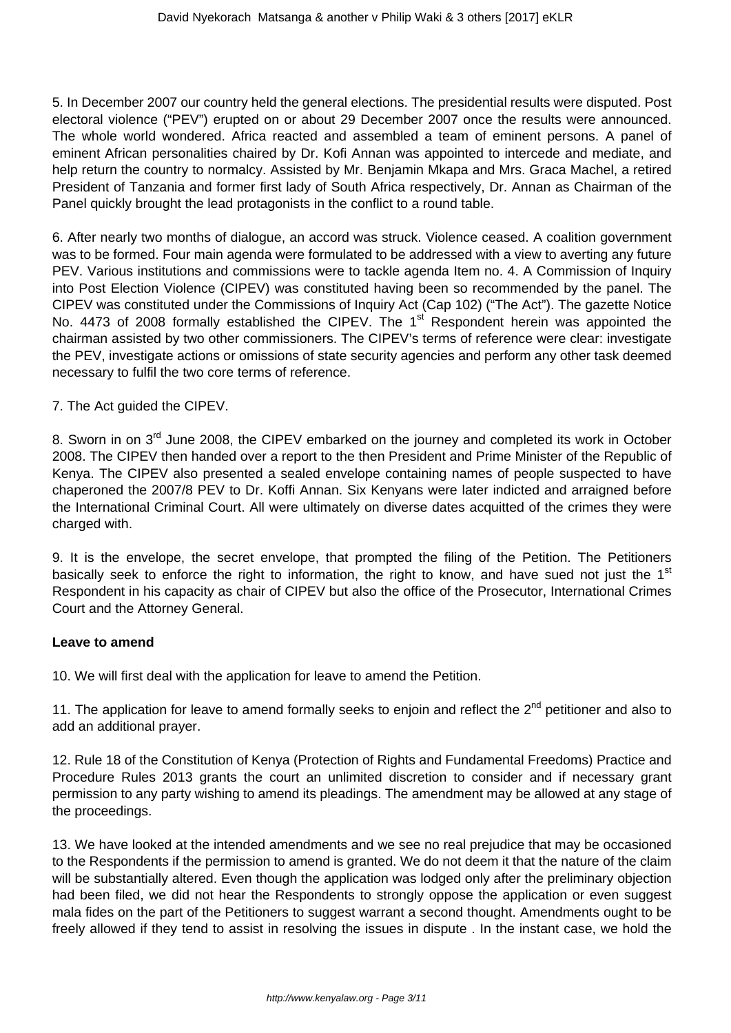5. In December 2007 our country held the general elections. The presidential results were disputed. Post electoral violence ("PEV") erupted on or about 29 December 2007 once the results were announced. The whole world wondered. Africa reacted and assembled a team of eminent persons. A panel of eminent African personalities chaired by Dr. Kofi Annan was appointed to intercede and mediate, and help return the country to normalcy. Assisted by Mr. Benjamin Mkapa and Mrs. Graca Machel, a retired President of Tanzania and former first lady of South Africa respectively, Dr. Annan as Chairman of the Panel quickly brought the lead protagonists in the conflict to a round table.

6. After nearly two months of dialogue, an accord was struck. Violence ceased. A coalition government was to be formed. Four main agenda were formulated to be addressed with a view to averting any future PEV. Various institutions and commissions were to tackle agenda Item no. 4. A Commission of Inquiry into Post Election Violence (CIPEV) was constituted having been so recommended by the panel. The CIPEV was constituted under the Commissions of Inquiry Act (Cap 102) ("The Act"). The gazette Notice No. 4473 of 2008 formally established the CIPEV. The 1st Respondent herein was appointed the chairman assisted by two other commissioners. The CIPEV's terms of reference were clear: investigate the PEV, investigate actions or omissions of state security agencies and perform any other task deemed necessary to fulfil the two core terms of reference.

7. The Act guided the CIPEV.

8. Sworn in on 3rd June 2008, the CIPEV embarked on the journey and completed its work in October 2008. The CIPEV then handed over a report to the then President and Prime Minister of the Republic of Kenya. The CIPEV also presented a sealed envelope containing names of people suspected to have chaperoned the 2007/8 PEV to Dr. Koffi Annan. Six Kenyans were later indicted and arraigned before the International Criminal Court. All were ultimately on diverse dates acquitted of the crimes they were charged with.

9. It is the envelope, the secret envelope, that prompted the filing of the Petition. The Petitioners basically seek to enforce the right to information, the right to know, and have sued not just the 1st Respondent in his capacity as chair of CIPEV but also the office of the Prosecutor, International Crimes Court and the Attorney General.

**Leave to amend**

10. We will first deal with the application for leave to amend the Petition.

11. The application for leave to amend formally seeks to enjoin and reflect the 2nd petitioner and also to add an additional prayer.

12. Rule 18 of the Constitution of Kenya (Protection of Rights and Fundamental Freedoms) Practice and Procedure Rules 2013 grants the court an unlimited discretion to consider and if necessary grant permission to any party wishing to amend its pleadings. The amendment may be allowed at any stage of the proceedings.

13. We have looked at the intended amendments and we see no real prejudice that may be occasioned to the Respondents if the permission to amend is granted. We do not deem it that the nature of the claim will be substantially altered. Even though the application was lodged only after the preliminary objection had been filed, we did not hear the Respondents to strongly oppose the application or even suggest mala fides on the part of the Petitioners to suggest warrant a second thought. Amendments ought to be freely allowed if they tend to assist in resolving the issues in dispute . In the instant case, we hold the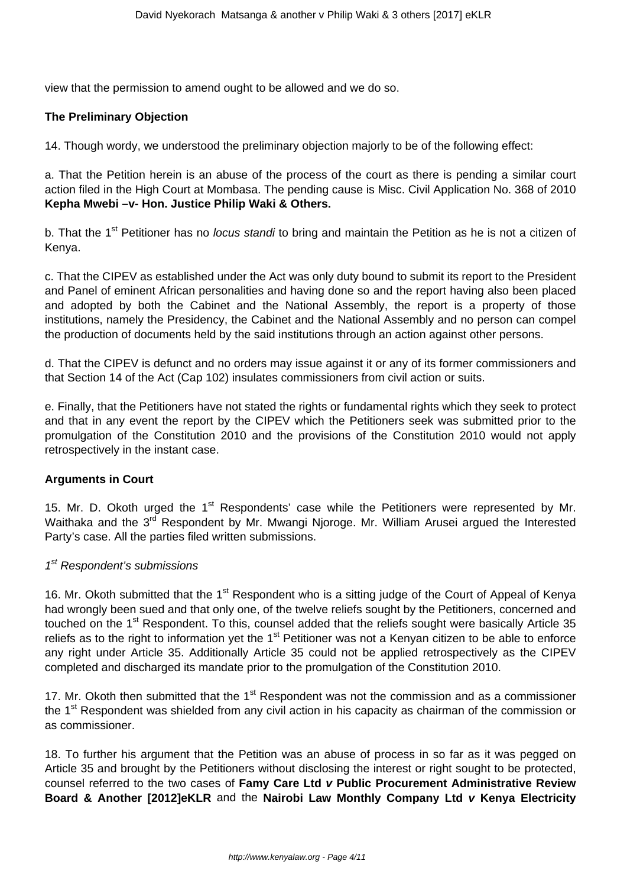view that the permission to amend ought to be allowed and we do so.

**The Preliminary Objection**

14. Though wordy, we understood the preliminary objection majorly to be of the following effect:

a. That the Petition herein is an abuse of the process of the court as there is pending a similar court action filed in the High Court at Mombasa. The pending cause is Misc. Civil Application No. 368 of 2010 **Kepha Mwebi –v- Hon. Justice Philip Waki & Others.**

b. That the 1st Petitioner has no *locus standi* to bring and maintain the Petition as he is not a citizen of Kenya.

c. That the CIPEV as established under the Act was only duty bound to submit its report to the President and Panel of eminent African personalities and having done so and the report having also been placed and adopted by both the Cabinet and the National Assembly, the report is a property of those institutions, namely the Presidency, the Cabinet and the National Assembly and no person can compel the production of documents held by the said institutions through an action against other persons.

d. That the CIPEV is defunct and no orders may issue against it or any of its former commissioners and that Section 14 of the Act (Cap 102) insulates commissioners from civil action or suits.

e. Finally, that the Petitioners have not stated the rights or fundamental rights which they seek to protect and that in any event the report by the CIPEV which the Petitioners seek was submitted prior to the promulgation of the Constitution 2010 and the provisions of the Constitution 2010 would not apply retrospectively in the instant case.

**Arguments in Court**

15. Mr. D. Okoth urged the 1st Respondents' case while the Petitioners were represented by Mr. Waithaka and the 3rd Respondent by Mr. Mwangi Njoroge. Mr. William Arusei argued the Interested Party's case. All the parties filed written submissions.

*1st Respondent's submissions*

16. Mr. Okoth submitted that the 1st Respondent who is a sitting judge of the Court of Appeal of Kenya had wrongly been sued and that only one, of the twelve reliefs sought by the Petitioners, concerned and touched on the 1st Respondent. To this, counsel added that the reliefs sought were basically Article 35 reliefs as to the right to information yet the 1st Petitioner was not a Kenyan citizen to be able to enforce any right under Article 35. Additionally Article 35 could not be applied retrospectively as the CIPEV completed and discharged its mandate prior to the promulgation of the Constitution 2010.

17. Mr. Okoth then submitted that the 1st Respondent was not the commission and as a commissioner the 1st Respondent was shielded from any civil action in his capacity as chairman of the commission or as commissioner.

18. To further his argument that the Petition was an abuse of process in so far as it was pegged on Article 35 and brought by the Petitioners without disclosing the interest or right sought to be protected, counsel referred to the two cases of **Famy Care Ltd *v* Public Procurement Administrative Review Board & Another [2012]eKLR** and the **Nairobi Law Monthly Company Ltd *v* Kenya Electricity**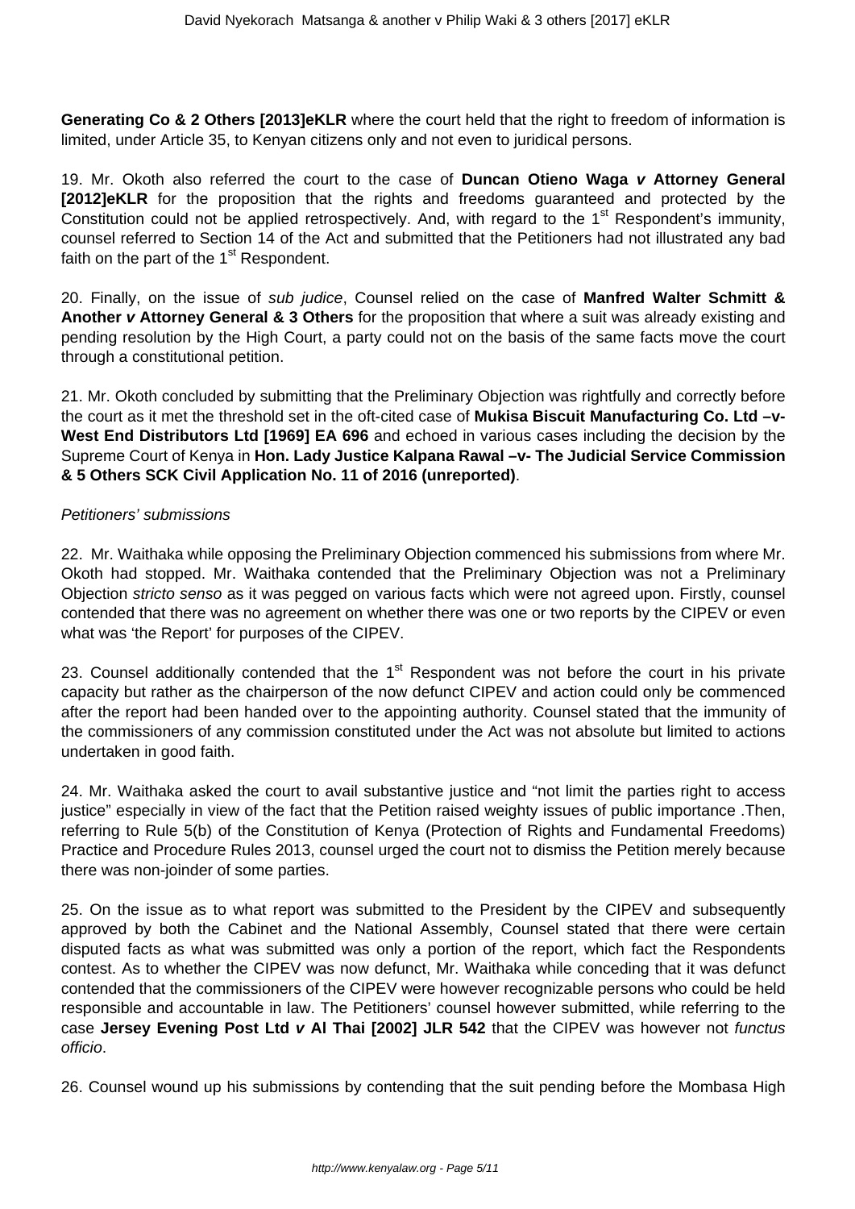**Generating Co & 2 Others [2013]eKLR** where the court held that the right to freedom of information is limited, under Article 35, to Kenyan citizens only and not even to juridical persons.

19. Mr. Okoth also referred the court to the case of **Duncan Otieno Waga *v* Attorney General [2012]eKLR** for the proposition that the rights and freedoms guaranteed and protected by the Constitution could not be applied retrospectively. And, with regard to the 1st Respondent's immunity, counsel referred to Section 14 of the Act and submitted that the Petitioners had not illustrated any bad faith on the part of the 1st Respondent.

20. Finally, on the issue of *sub judice*, Counsel relied on the case of **Manfred Walter Schmitt & Another *v* Attorney General & 3 Others** for the proposition that where a suit was already existing and pending resolution by the High Court, a party could not on the basis of the same facts move the court through a constitutional petition.

21. Mr. Okoth concluded by submitting that the Preliminary Objection was rightfully and correctly before the court as it met the threshold set in the oft-cited case of **Mukisa Biscuit Manufacturing Co. Ltd –v- West End Distributors Ltd [1969] EA 696** and echoed in various cases including the decision by the Supreme Court of Kenya in **Hon. Lady Justice Kalpana Rawal –v- The Judicial Service Commission & 5 Others SCK Civil Application No. 11 of 2016 (unreported)**.

*Petitioners' submissions*

22. Mr. Waithaka while opposing the Preliminary Objection commenced his submissions from where Mr. Okoth had stopped. Mr. Waithaka contended that the Preliminary Objection was not a Preliminary Objection *stricto senso* as it was pegged on various facts which were not agreed upon. Firstly, counsel contended that there was no agreement on whether there was one or two reports by the CIPEV or even what was 'the Report' for purposes of the CIPEV.

23. Counsel additionally contended that the 1st Respondent was not before the court in his private capacity but rather as the chairperson of the now defunct CIPEV and action could only be commenced after the report had been handed over to the appointing authority. Counsel stated that the immunity of the commissioners of any commission constituted under the Act was not absolute but limited to actions undertaken in good faith.

24. Mr. Waithaka asked the court to avail substantive justice and "not limit the parties right to access justice" especially in view of the fact that the Petition raised weighty issues of public importance .Then, referring to Rule 5(b) of the Constitution of Kenya (Protection of Rights and Fundamental Freedoms) Practice and Procedure Rules 2013, counsel urged the court not to dismiss the Petition merely because there was non-joinder of some parties.

25. On the issue as to what report was submitted to the President by the CIPEV and subsequently approved by both the Cabinet and the National Assembly, Counsel stated that there were certain disputed facts as what was submitted was only a portion of the report, which fact the Respondents contest. As to whether the CIPEV was now defunct, Mr. Waithaka while conceding that it was defunct contended that the commissioners of the CIPEV were however recognizable persons who could be held responsible and accountable in law. The Petitioners' counsel however submitted, while referring to the case **Jersey Evening Post Ltd *v* Al Thai [2002] JLR 542** that the CIPEV was however not *functus officio*.

26. Counsel wound up his submissions by contending that the suit pending before the Mombasa High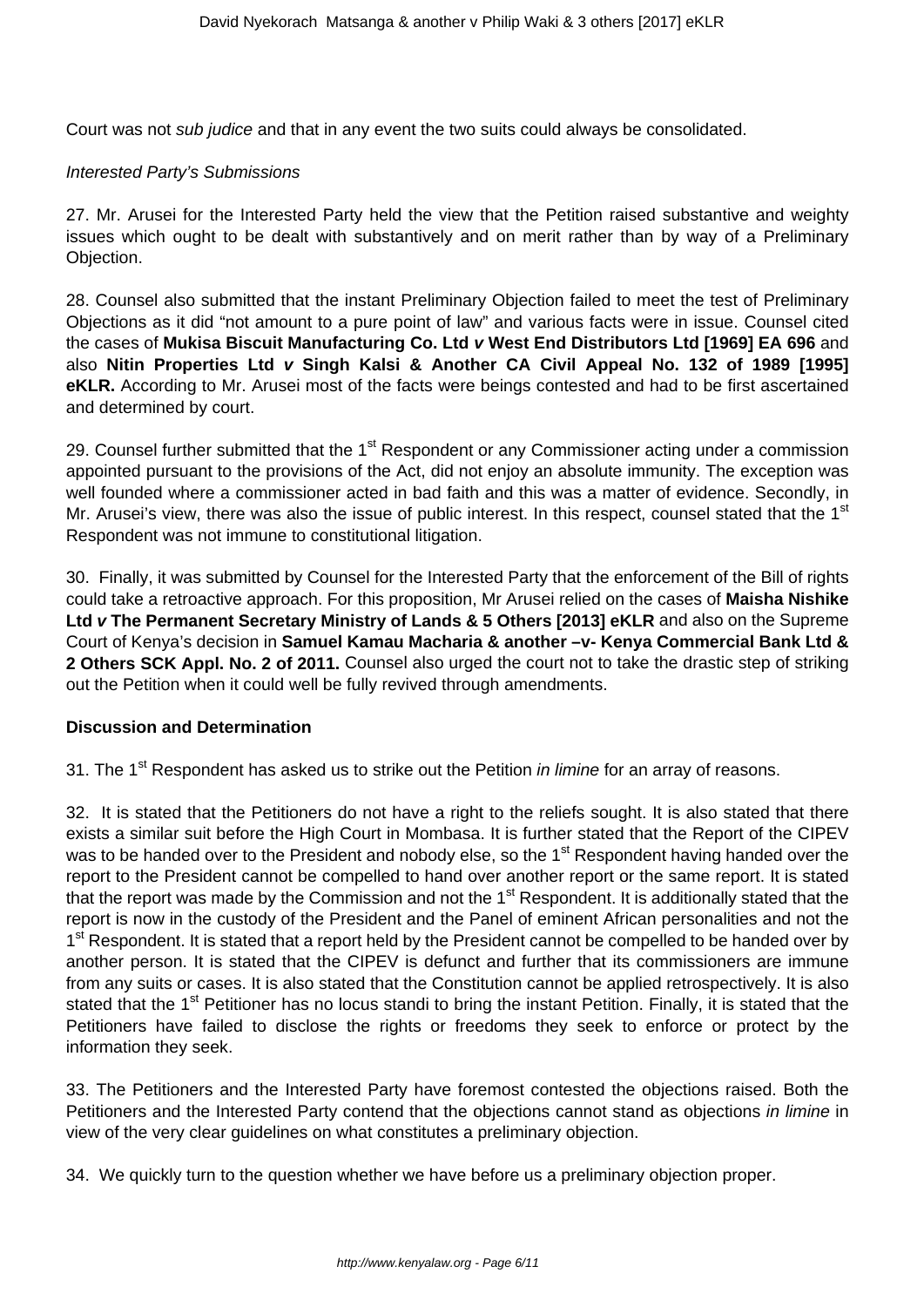Court was not *sub judice* and that in any event the two suits could always be consolidated.

*Interested Party's Submissions*

27. Mr. Arusei for the Interested Party held the view that the Petition raised substantive and weighty issues which ought to be dealt with substantively and on merit rather than by way of a Preliminary Objection.

28. Counsel also submitted that the instant Preliminary Objection failed to meet the test of Preliminary Objections as it did "not amount to a pure point of law" and various facts were in issue. Counsel cited the cases of **Mukisa Biscuit Manufacturing Co. Ltd *v* West End Distributors Ltd [1969] EA 696** and also **Nitin Properties Ltd *v* Singh Kalsi & Another CA Civil Appeal No. 132 of 1989 [1995] eKLR.** According to Mr. Arusei most of the facts were beings contested and had to be first ascertained and determined by court.

29. Counsel further submitted that the 1st Respondent or any Commissioner acting under a commission appointed pursuant to the provisions of the Act, did not enjoy an absolute immunity. The exception was well founded where a commissioner acted in bad faith and this was a matter of evidence. Secondly, in Mr. Arusei's view, there was also the issue of public interest. In this respect, counsel stated that the 1st Respondent was not immune to constitutional litigation.

30. Finally, it was submitted by Counsel for the Interested Party that the enforcement of the Bill of rights could take a retroactive approach. For this proposition, Mr Arusei relied on the cases of **Maisha Nishike Ltd *v* The Permanent Secretary Ministry of Lands & 5 Others [2013] eKLR** and also on the Supreme Court of Kenya's decision in **Samuel Kamau Macharia & another –v- Kenya Commercial Bank Ltd & 2 Others SCK Appl. No. 2 of 2011.** Counsel also urged the court not to take the drastic step of striking out the Petition when it could well be fully revived through amendments.

## Discussion and Determination

31. The 1st Respondent has asked us to strike out the Petition *in limine* for an array of reasons.

32. It is stated that the Petitioners do not have a right to the reliefs sought. It is also stated that there exists a similar suit before the High Court in Mombasa. It is further stated that the Report of the CIPEV was to be handed over to the President and nobody else, so the 1st Respondent having handed over the report to the President cannot be compelled to hand over another report or the same report. It is stated that the report was made by the Commission and not the 1st Respondent. It is additionally stated that the report is now in the custody of the President and the Panel of eminent African personalities and not the 1st Respondent. It is stated that a report held by the President cannot be compelled to be handed over by another person. It is stated that the CIPEV is defunct and further that its commissioners are immune from any suits or cases. It is also stated that the Constitution cannot be applied retrospectively. It is also stated that the 1st Petitioner has no locus standi to bring the instant Petition. Finally, it is stated that the Petitioners have failed to disclose the rights or freedoms they seek to enforce or protect by the information they seek.

33. The Petitioners and the Interested Party have foremost contested the objections raised. Both the Petitioners and the Interested Party contend that the objections cannot stand as objections *in limine* in view of the very clear guidelines on what constitutes a preliminary objection.

34. We quickly turn to the question whether we have before us a preliminary objection proper.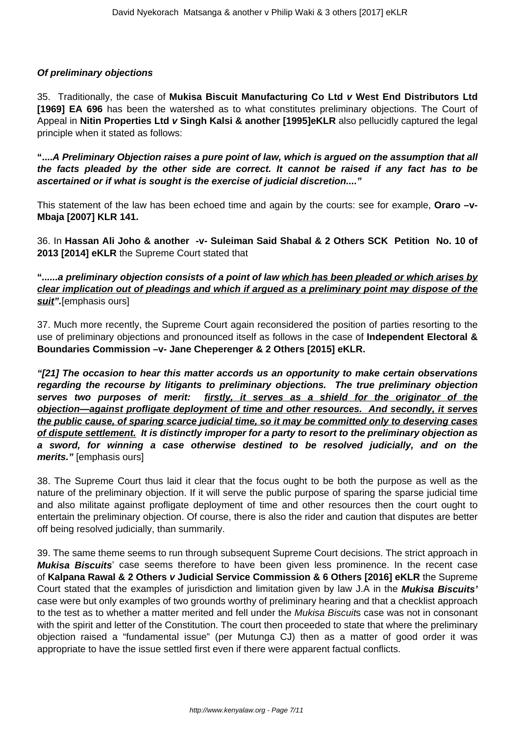***Of preliminary objections***

35. Traditionally, the case of **Mukisa Biscuit Manufacturing Co Ltd *v* West End Distributors Ltd [1969] EA 696** has been the watershed as to what constitutes preliminary objections. The Court of Appeal in **Nitin Properties Ltd *v* Singh Kalsi & another [1995]eKLR** also pellucidly captured the legal principle when it stated as follows:

**"....*A Preliminary Objection raises a pure point of law, which is argued on the assumption that all the facts pleaded by the other side are correct. It cannot be raised if any fact has to be ascertained or if what is sought is the exercise of judicial discretion....*"**

This statement of the law has been echoed time and again by the courts: see for example, **Oraro –v- Mbaja [2007] KLR 141.**

36. In **Hassan Ali Joho & another -v- Suleiman Said Shabal & 2 Others SCK Petition No. 10 of 2013 [2014] eKLR** the Supreme Court stated that

**"*......a preliminary objection consists of a point of law <u>which has been pleaded or which arises by clear implication out of pleadings and which if argued as a preliminary point may dispose of the suit</u>".***[emphasis ours]

37. Much more recently, the Supreme Court again reconsidered the position of parties resorting to the use of preliminary objections and pronounced itself as follows in the case of **Independent Electoral & Boundaries Commission –v- Jane Cheperenger & 2 Others [2015] eKLR.**

***"[21] The occasion to hear this matter accords us an opportunity to make certain observations regarding the recourse by litigants to preliminary objections. The true preliminary objection serves two purposes of merit: <u>firstly, it serves as a shield for the originator of the objection—against profligate deployment of time and other resources. And secondly, it serves the public cause, of sparing scarce judicial time, so it may be committed only to deserving cases of dispute settlement.</u> It is distinctly improper for a party to resort to the preliminary objection as a sword, for winning a case otherwise destined to be resolved judicially, and on the merits."*** [emphasis ours]

38. The Supreme Court thus laid it clear that the focus ought to be both the purpose as well as the nature of the preliminary objection. If it will serve the public purpose of sparing the sparse judicial time and also militate against profligate deployment of time and other resources then the court ought to entertain the preliminary objection. Of course, there is also the rider and caution that disputes are better off being resolved judicially, than summarily.

39. The same theme seems to run through subsequent Supreme Court decisions. The strict approach in ***Mukisa Biscuits***' case seems therefore to have been given less prominence. In the recent case of **Kalpana Rawal & 2 Others *v* Judicial Service Commission & 6 Others [2016] eKLR** the Supreme Court stated that the examples of jurisdiction and limitation given by law J.A in the ***Mukisa Biscuits'*** case were but only examples of two grounds worthy of preliminary hearing and that a checklist approach to the test as to whether a matter merited and fell under the *Mukisa Biscuit*s case was not in consonant with the spirit and letter of the Constitution. The court then proceeded to state that where the preliminary objection raised a "fundamental issue" (per Mutunga CJ) then as a matter of good order it was appropriate to have the issue settled first even if there were apparent factual conflicts.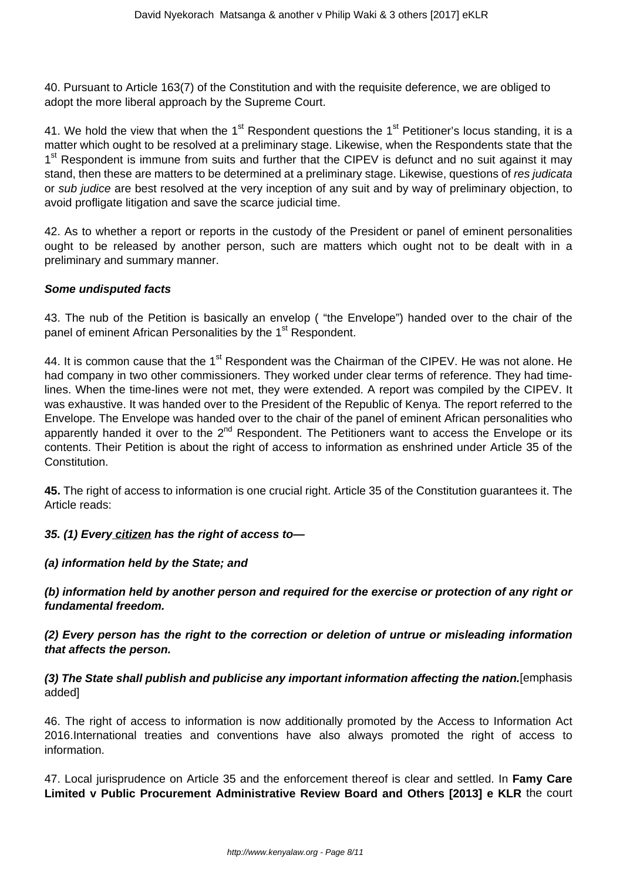40. Pursuant to Article 163(7) of the Constitution and with the requisite deference, we are obliged to adopt the more liberal approach by the Supreme Court.

41. We hold the view that when the 1st Respondent questions the 1st Petitioner's locus standing, it is a matter which ought to be resolved at a preliminary stage. Likewise, when the Respondents state that the 1st Respondent is immune from suits and further that the CIPEV is defunct and no suit against it may stand, then these are matters to be determined at a preliminary stage. Likewise, questions of *res judicata* or *sub judice* are best resolved at the very inception of any suit and by way of preliminary objection, to avoid profligate litigation and save the scarce judicial time.

42. As to whether a report or reports in the custody of the President or panel of eminent personalities ought to be released by another person, such are matters which ought not to be dealt with in a preliminary and summary manner.

***Some undisputed facts***

43. The nub of the Petition is basically an envelop ( "the Envelope") handed over to the chair of the panel of eminent African Personalities by the 1st Respondent.

44. It is common cause that the 1st Respondent was the Chairman of the CIPEV. He was not alone. He had company in two other commissioners. They worked under clear terms of reference. They had time-lines. When the time-lines were not met, they were extended. A report was compiled by the CIPEV. It was exhaustive. It was handed over to the President of the Republic of Kenya. The report referred to the Envelope. The Envelope was handed over to the chair of the panel of eminent African personalities who apparently handed it over to the 2nd Respondent. The Petitioners want to access the Envelope or its contents. Their Petition is about the right of access to information as enshrined under Article 35 of the Constitution.

**45.** The right of access to information is one crucial right. Article 35 of the Constitution guarantees it. The Article reads:

***35. (1) Every <u>citizen</u> has the right of access to—***

***(a) information held by the State; and***

***(b) information held by another person and required for the exercise or protection of any right or fundamental freedom.***

***(2) Every person has the right to the correction or deletion of untrue or misleading information that affects the person.***

***(3) The State shall publish and publicise any important information affecting the nation.***[emphasis added]

46. The right of access to information is now additionally promoted by the Access to Information Act 2016.International treaties and conventions have also always promoted the right of access to information.

47. Local jurisprudence on Article 35 and the enforcement thereof is clear and settled. In **Famy Care Limited v Public Procurement Administrative Review Board and Others [2013] e KLR** the court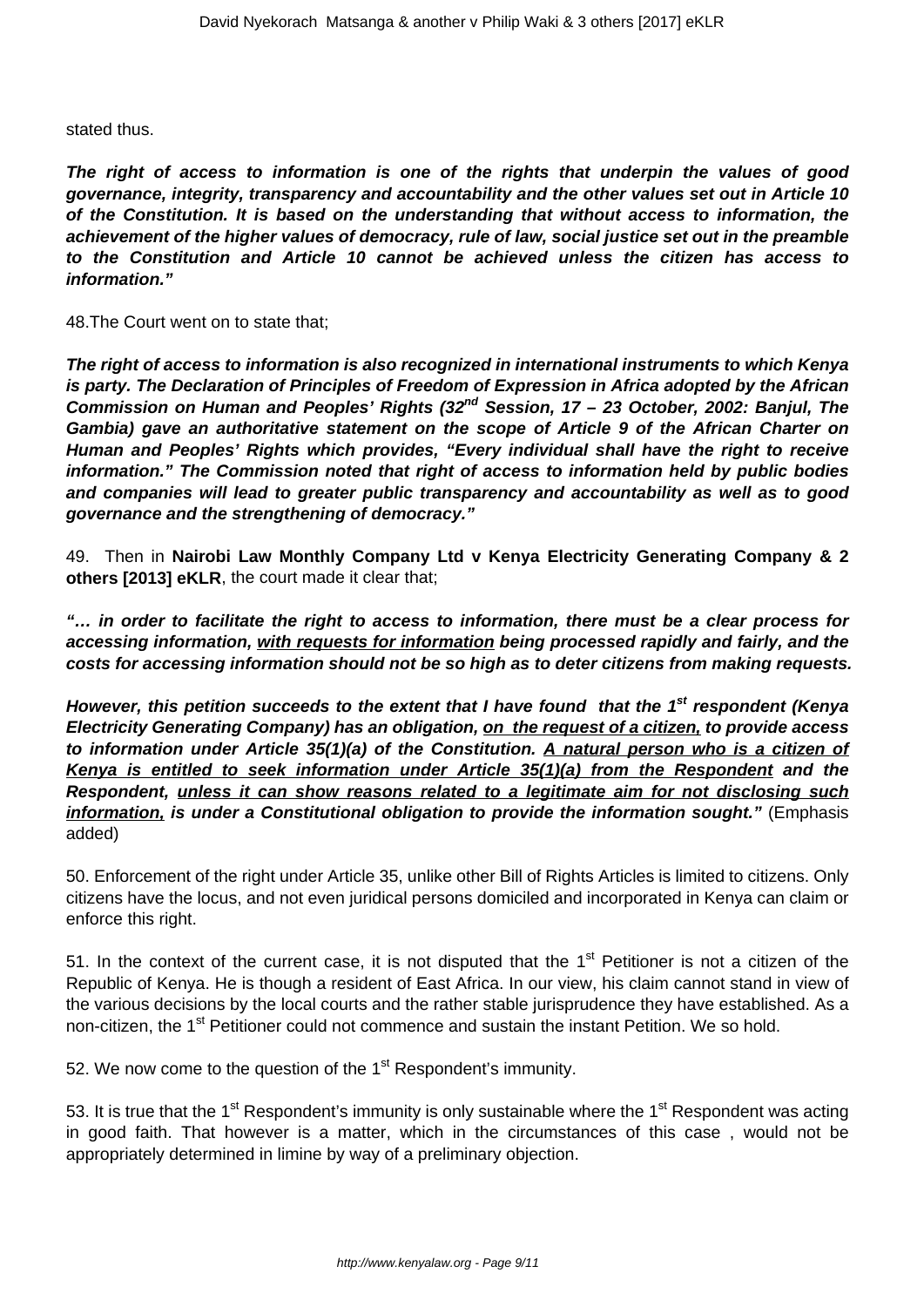stated thus.

***The right of access to information is one of the rights that underpin the values of good governance, integrity, transparency and accountability and the other values set out in Article 10 of the Constitution. It is based on the understanding that without access to information, the achievement of the higher values of democracy, rule of law, social justice set out in the preamble to the Constitution and Article 10 cannot be achieved unless the citizen has access to information."***

48.The Court went on to state that;

***The right of access to information is also recognized in international instruments to which Kenya is party. The Declaration of Principles of Freedom of Expression in Africa adopted by the African Commission on Human and Peoples' Rights (32nd Session, 17 – 23 October, 2002: Banjul, The Gambia) gave an authoritative statement on the scope of Article 9 of the African Charter on Human and Peoples' Rights which provides, "Every individual shall have the right to receive information." The Commission noted that right of access to information held by public bodies and companies will lead to greater public transparency and accountability as well as to good governance and the strengthening of democracy."***

49. Then in **Nairobi Law Monthly Company Ltd v Kenya Electricity Generating Company & 2 others [2013] eKLR**, the court made it clear that;

***"… in order to facilitate the right to access to information, there must be a clear process for accessing information, <u>with requests for information</u> being processed rapidly and fairly, and the costs for accessing information should not be so high as to deter citizens from making requests.***

***However, this petition succeeds to the extent that I have found that the 1st respondent (Kenya Electricity Generating Company) has an obligation, <u>on the request of a citizen,</u> to provide access to information under Article 35(1)(a) of the Constitution. <u>A natural person who is a citizen of Kenya is entitled to seek information under Article 35(1)(a) from the Respondent</u> and the Respondent, <u>unless it can show reasons related to a legitimate aim for not disclosing such information,</u> is under a Constitutional obligation to provide the information sought."*** (Emphasis added)

50. Enforcement of the right under Article 35, unlike other Bill of Rights Articles is limited to citizens. Only citizens have the locus, and not even juridical persons domiciled and incorporated in Kenya can claim or enforce this right.

51. In the context of the current case, it is not disputed that the 1st Petitioner is not a citizen of the Republic of Kenya. He is though a resident of East Africa. In our view, his claim cannot stand in view of the various decisions by the local courts and the rather stable jurisprudence they have established. As a non-citizen, the 1st Petitioner could not commence and sustain the instant Petition. We so hold.

52. We now come to the question of the 1st Respondent's immunity.

53. It is true that the 1st Respondent's immunity is only sustainable where the 1st Respondent was acting in good faith. That however is a matter, which in the circumstances of this case , would not be appropriately determined in limine by way of a preliminary objection.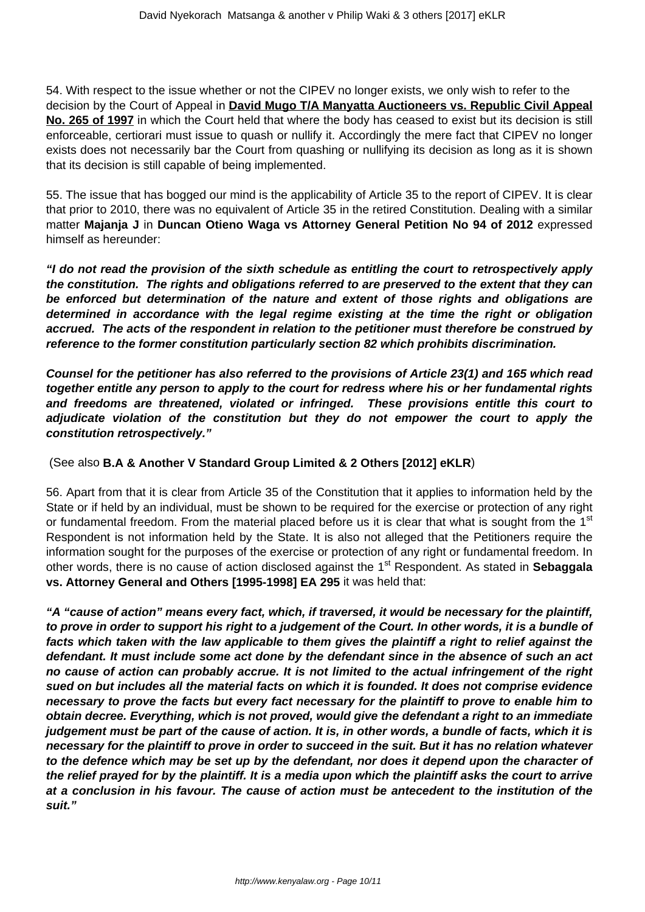54. With respect to the issue whether or not the CIPEV no longer exists, we only wish to refer to the decision by the Court of Appeal in **David Mugo T/A Manyatta Auctioneers vs. Republic Civil Appeal No. 265 of 1997** in which the Court held that where the body has ceased to exist but its decision is still enforceable, certiorari must issue to quash or nullify it. Accordingly the mere fact that CIPEV no longer exists does not necessarily bar the Court from quashing or nullifying its decision as long as it is shown that its decision is still capable of being implemented.

55. The issue that has bogged our mind is the applicability of Article 35 to the report of CIPEV. It is clear that prior to 2010, there was no equivalent of Article 35 in the retired Constitution. Dealing with a similar matter **Majanja J** in **Duncan Otieno Waga vs Attorney General Petition No 94 of 2012** expressed himself as hereunder:

***"I do not read the provision of the sixth schedule as entitling the court to retrospectively apply the constitution. The rights and obligations referred to are preserved to the extent that they can be enforced but determination of the nature and extent of those rights and obligations are determined in accordance with the legal regime existing at the time the right or obligation accrued. The acts of the respondent in relation to the petitioner must therefore be construed by reference to the former constitution particularly section 82 which prohibits discrimination.***

***Counsel for the petitioner has also referred to the provisions of Article 23(1) and 165 which read together entitle any person to apply to the court for redress where his or her fundamental rights and freedoms are threatened, violated or infringed. These provisions entitle this court to adjudicate violation of the constitution but they do not empower the court to apply the constitution retrospectively."***

(See also **B.A & Another V Standard Group Limited & 2 Others [2012] eKLR**)

56. Apart from that it is clear from Article 35 of the Constitution that it applies to information held by the State or if held by an individual, must be shown to be required for the exercise or protection of any right or fundamental freedom. From the material placed before us it is clear that what is sought from the 1st Respondent is not information held by the State. It is also not alleged that the Petitioners require the information sought for the purposes of the exercise or protection of any right or fundamental freedom. In other words, there is no cause of action disclosed against the 1st Respondent. As stated in **Sebaggala vs. Attorney General and Others [1995-1998] EA 295** it was held that:

***"A "cause of action" means every fact, which, if traversed, it would be necessary for the plaintiff, to prove in order to support his right to a judgement of the Court. In other words, it is a bundle of facts which taken with the law applicable to them gives the plaintiff a right to relief against the defendant. It must include some act done by the defendant since in the absence of such an act no cause of action can probably accrue. It is not limited to the actual infringement of the right sued on but includes all the material facts on which it is founded. It does not comprise evidence necessary to prove the facts but every fact necessary for the plaintiff to prove to enable him to obtain decree. Everything, which is not proved, would give the defendant a right to an immediate judgement must be part of the cause of action. It is, in other words, a bundle of facts, which it is necessary for the plaintiff to prove in order to succeed in the suit. But it has no relation whatever to the defence which may be set up by the defendant, nor does it depend upon the character of the relief prayed for by the plaintiff. It is a media upon which the plaintiff asks the court to arrive at a conclusion in his favour. The cause of action must be antecedent to the institution of the suit."***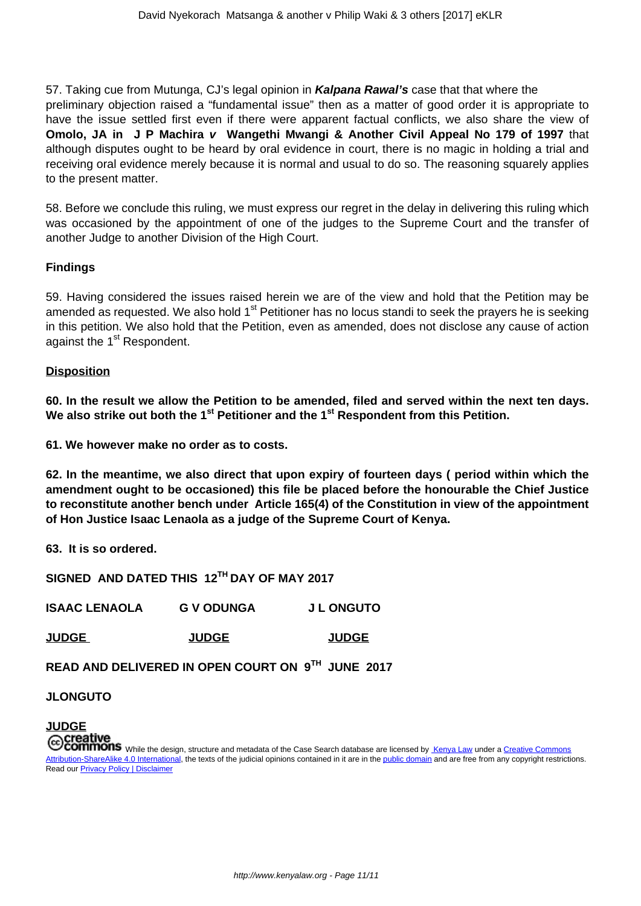57. Taking cue from Mutunga, CJ's legal opinion in ***Kalpana Rawal's*** case that that where the preliminary objection raised a "fundamental issue" then as a matter of good order it is appropriate to have the issue settled first even if there were apparent factual conflicts, we also share the view of **Omolo, JA in J P Machira *v* Wangethi Mwangi & Another Civil Appeal No 179 of 1997** that although disputes ought to be heard by oral evidence in court, there is no magic in holding a trial and receiving oral evidence merely because it is normal and usual to do so. The reasoning squarely applies to the present matter.

58. Before we conclude this ruling, we must express our regret in the delay in delivering this ruling which was occasioned by the appointment of one of the judges to the Supreme Court and the transfer of another Judge to another Division of the High Court.

**Findings**

59. Having considered the issues raised herein we are of the view and hold that the Petition may be amended as requested. We also hold 1st Petitioner has no locus standi to seek the prayers he is seeking in this petition. We also hold that the Petition, even as amended, does not disclose any cause of action against the 1st Respondent.

**Disposition**

**60. In the result we allow the Petition to be amended, filed and served within the next ten days. We also strike out both the 1st Petitioner and the 1st Respondent from this Petition.**

**61. We however make no order as to costs.**

**62. In the meantime, we also direct that upon expiry of fourteen days ( period within which the amendment ought to be occasioned) this file be placed before the honourable the Chief Justice to reconstitute another bench under Article 165(4) of the Constitution in view of the appointment of Hon Justice Isaac Lenaola as a judge of the Supreme Court of Kenya.**

**63. It is so ordered.**

**SIGNED AND DATED THIS 12TH DAY OF MAY 2017**

| | | |
|---|---|---|
| **ISAAC LENAOLA** | **G V ODUNGA** | **J L ONGUTO** |
| **JUDGE** | **JUDGE** | **JUDGE** |

**READ AND DELIVERED IN OPEN COURT ON 9TH JUNE 2017**

**JLONGUTO**

**JUDGE**

While the design, structure and metadata of the Case Search database are licensed by Kenya Law under a Creative Commons Attribution-ShareAlike 4.0 International, the texts of the judicial opinions contained in it are in the public domain and are free from any copyright restrictions. Read our Privacy Policy | Disclaimer